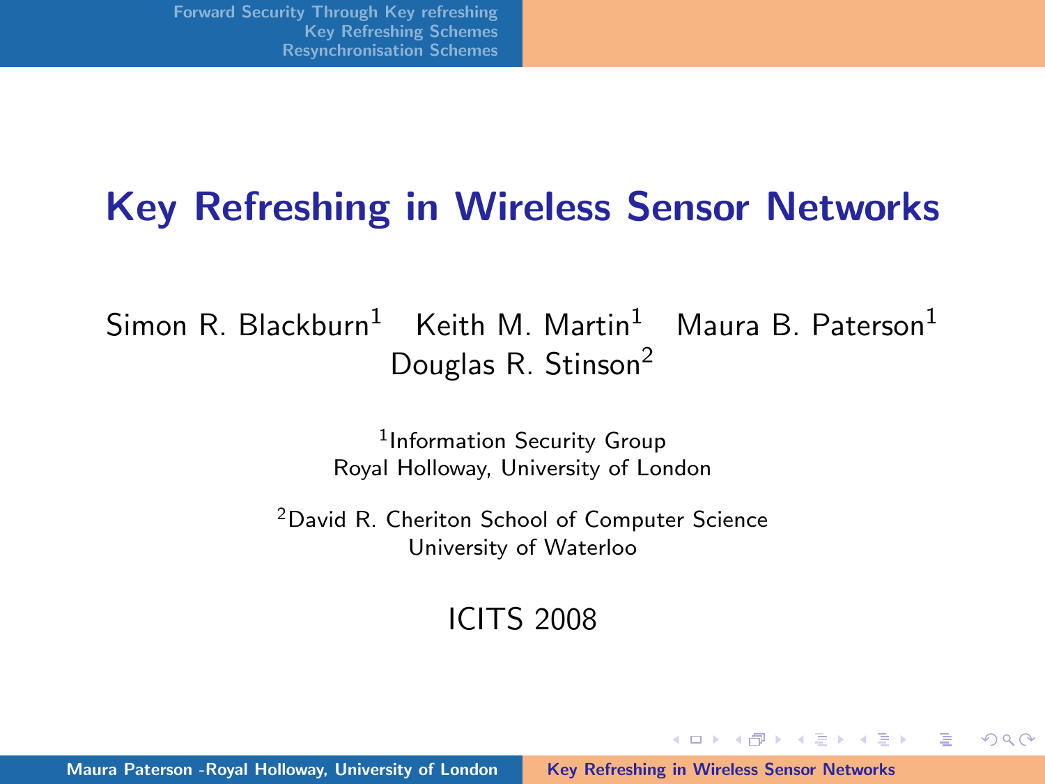# Key Refreshing in Wireless Sensor Networks

Simon R. Blackburn[1] Keith M. Martin[1] Maura B. Paterson[1]
Douglas R. Stinson[2]

[1]Information Security Group
Royal Holloway, University of London

[2]David R. Cheriton School of Computer Science
University of Waterloo

ICITS 2008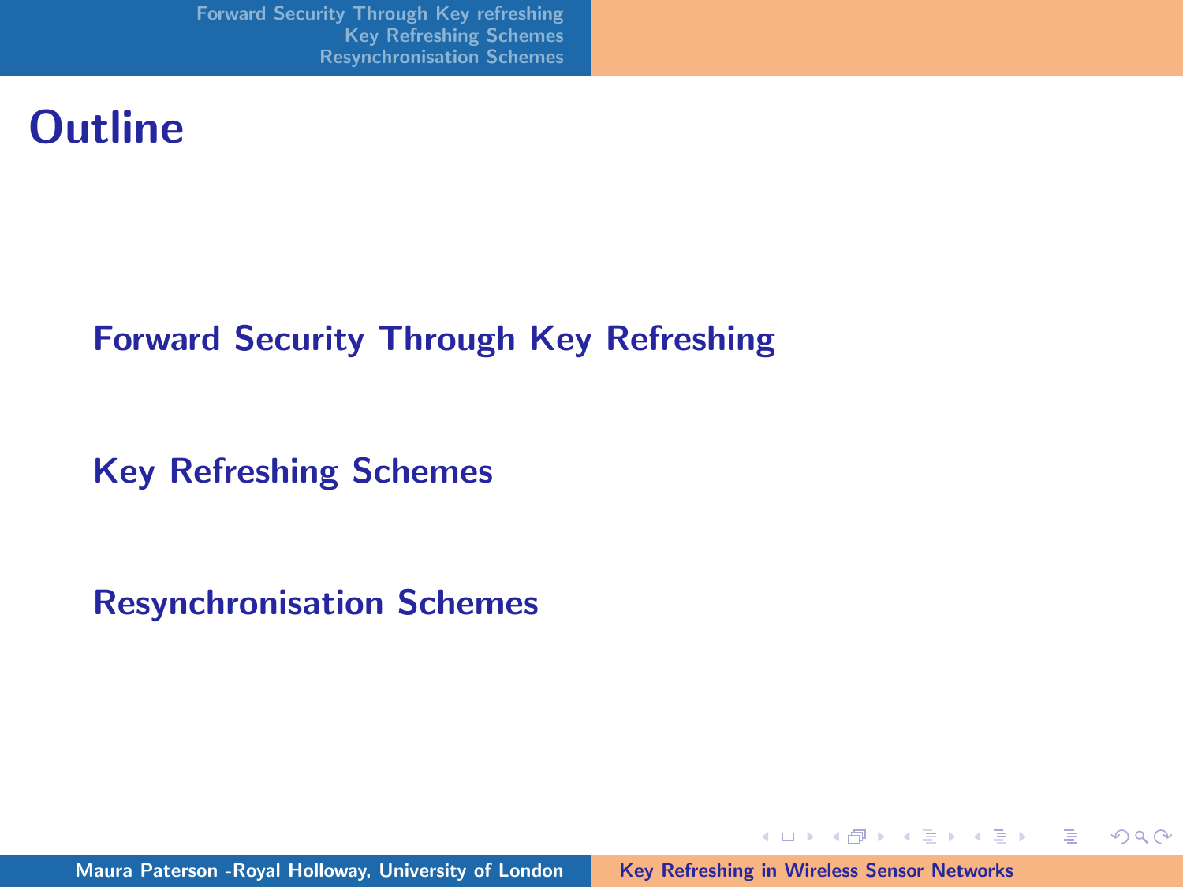# Outline

- Forward Security Through Key Refreshing
- Key Refreshing Schemes
- Resynchronisation Schemes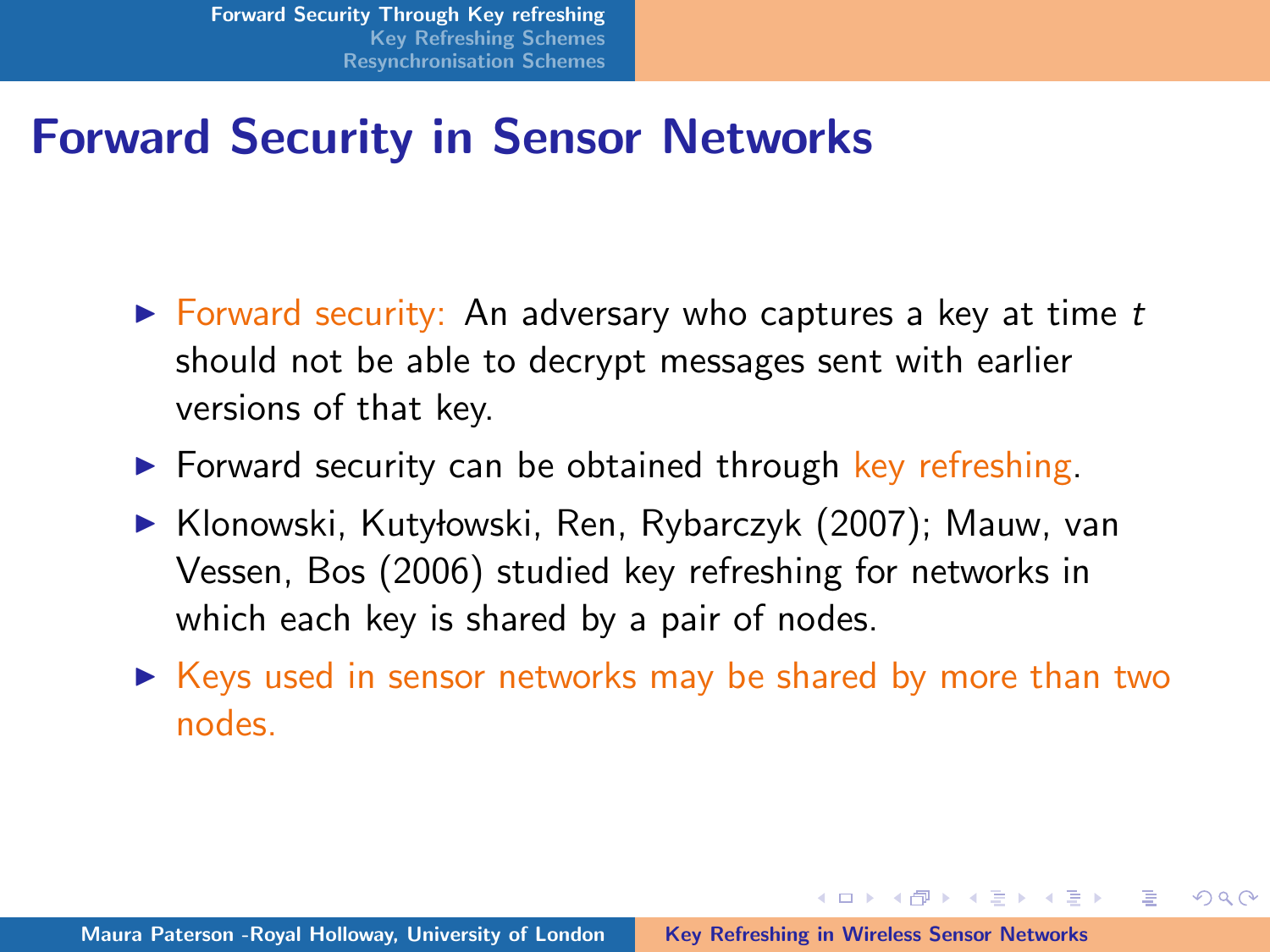# Forward Security in Sensor Networks

- Forward security: An adversary who captures a key at time $t$ should not be able to decrypt messages sent with earlier versions of that key.
- Forward security can be obtained through key refreshing.
- Klonowski, Kutyłowski, Ren, Rybarczyk (2007); Mauw, van Vessen, Bos (2006) studied key refreshing for networks in which each key is shared by a pair of nodes.
- Keys used in sensor networks may be shared by more than two nodes.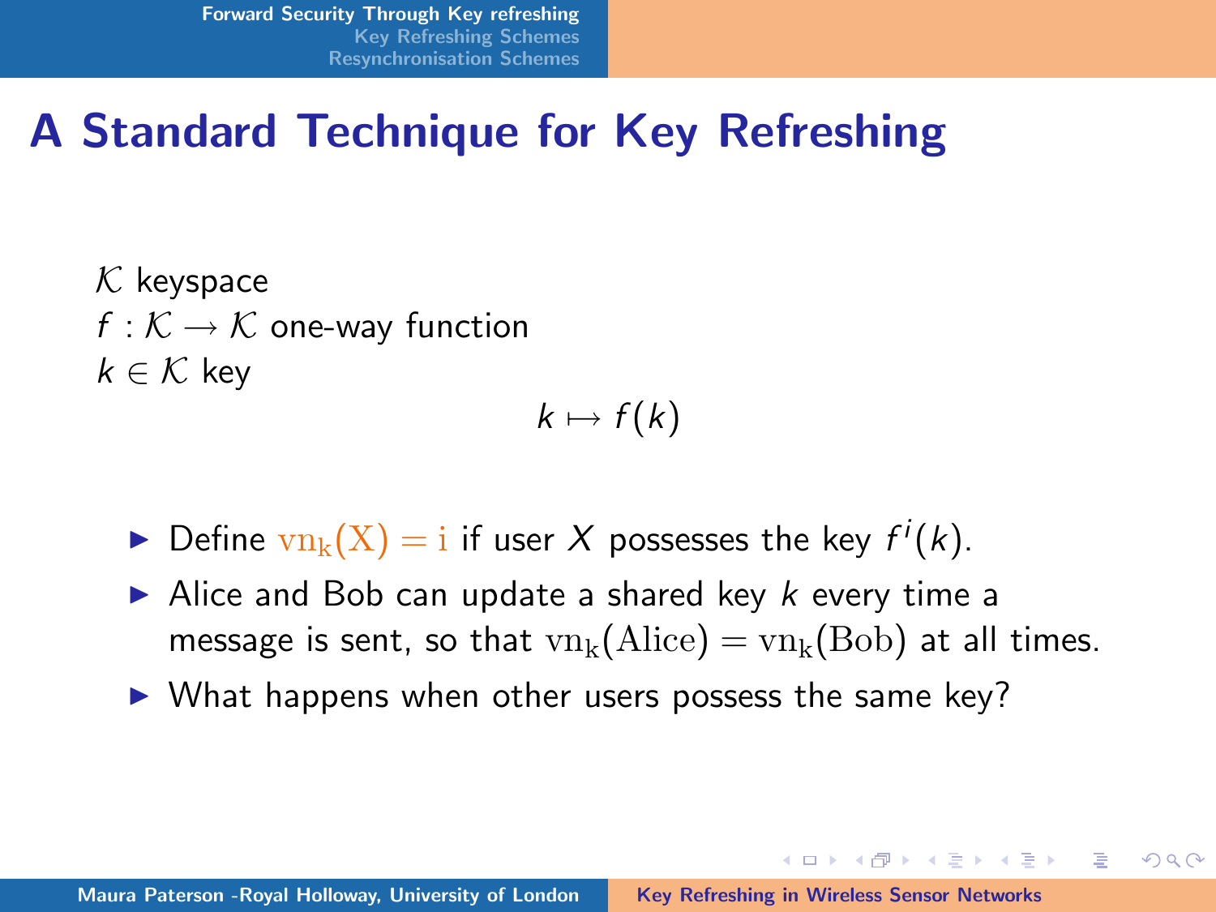# A Standard Technique for Key Refreshing

$\mathcal{K}$ keyspace
$f : \mathcal{K} \rightarrow \mathcal{K}$ one-way function
$k \in \mathcal{K}$ key

$$k \mapsto f(k)$$

- Define $\mathrm{vn_k(X) = i}$ if user $X$ possesses the key $f^i(k)$.
- Alice and Bob can update a shared key $k$ every time a message is sent, so that $\mathrm{vn_k(Alice)} = \mathrm{vn_k(Bob)}$ at all times.
- What happens when other users possess the same key?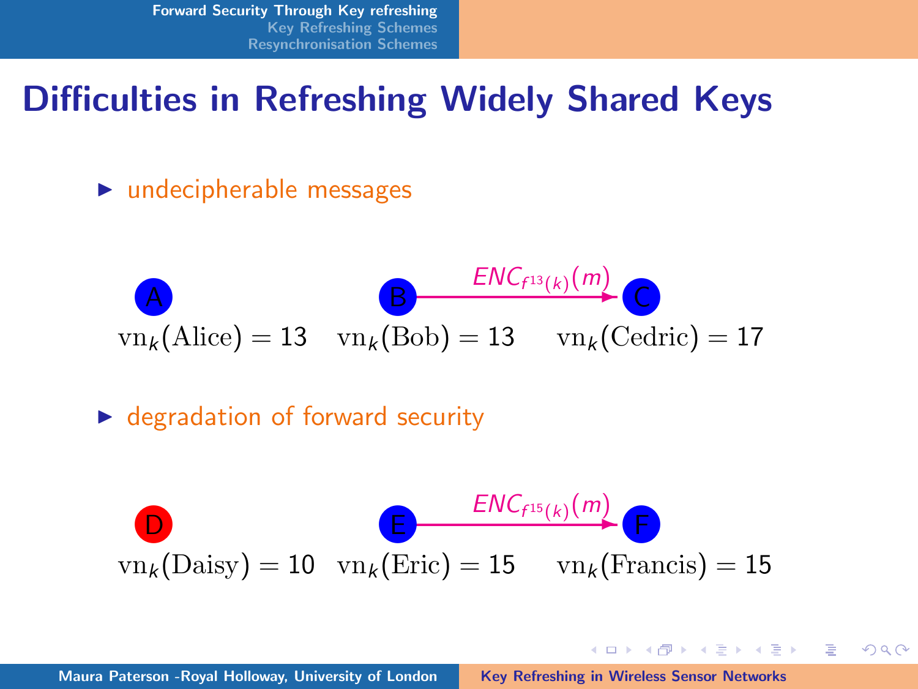# Difficulties in Refreshing Widely Shared Keys

- undecipherable messages

A B $\xrightarrow{ENC_{f^{13}(k)}(m)}$ C

$\mathrm{vn}_k(\mathrm{Alice}) = 13$ $\mathrm{vn}_k(\mathrm{Bob}) = 13$ $\mathrm{vn}_k(\mathrm{Cedric}) = 17$

- degradation of forward security

D E $\xrightarrow{ENC_{f^{15}(k)}(m)}$ F

$\mathrm{vn}_k(\mathrm{Daisy}) = 10$ $\mathrm{vn}_k(\mathrm{Eric}) = 15$ $\mathrm{vn}_k(\mathrm{Francis}) = 15$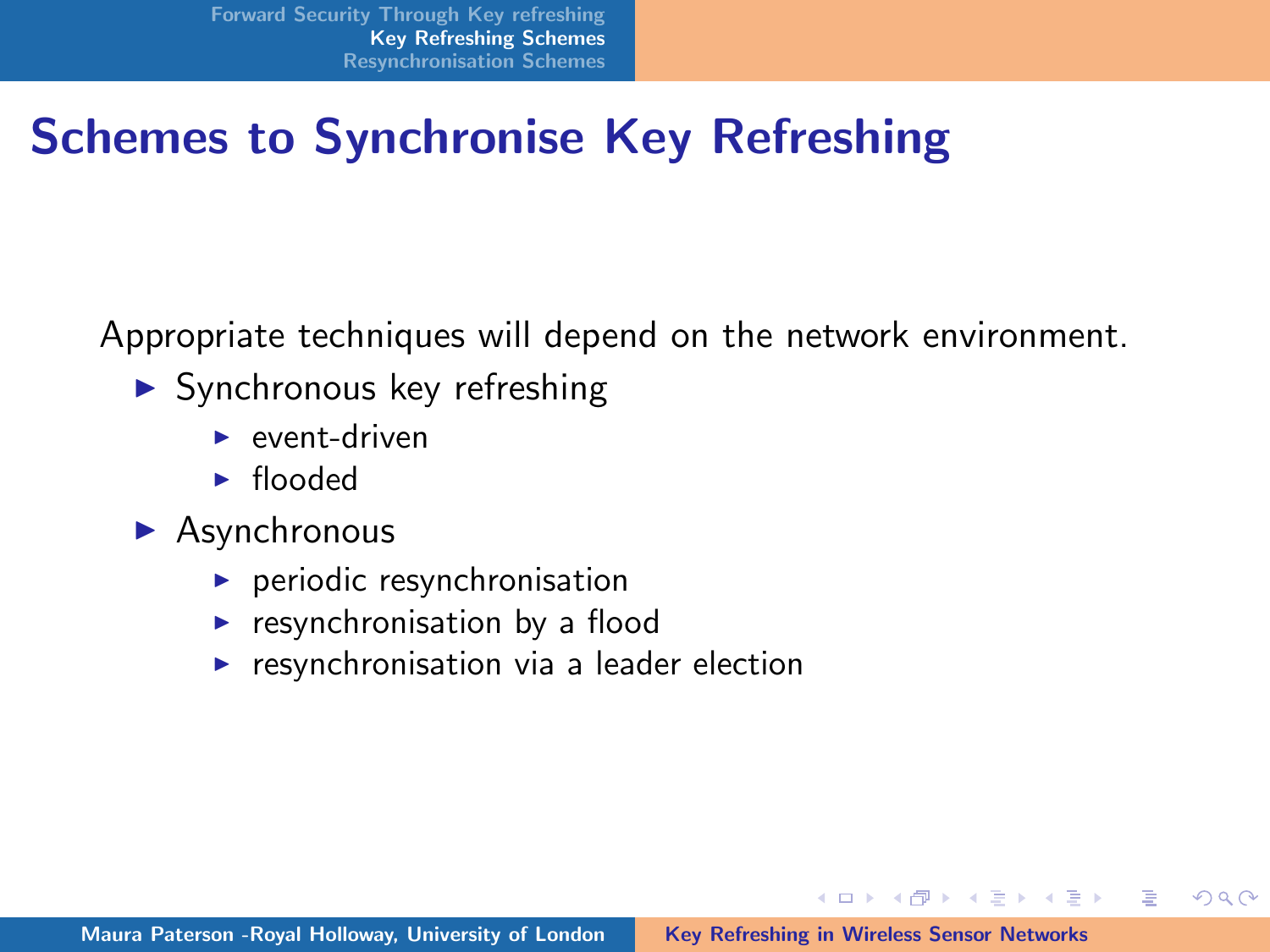# Schemes to Synchronise Key Refreshing

Appropriate techniques will depend on the network environment.

- Synchronous key refreshing
  - event-driven
  - flooded
- Asynchronous
  - periodic resynchronisation
  - resynchronisation by a flood
  - resynchronisation via a leader election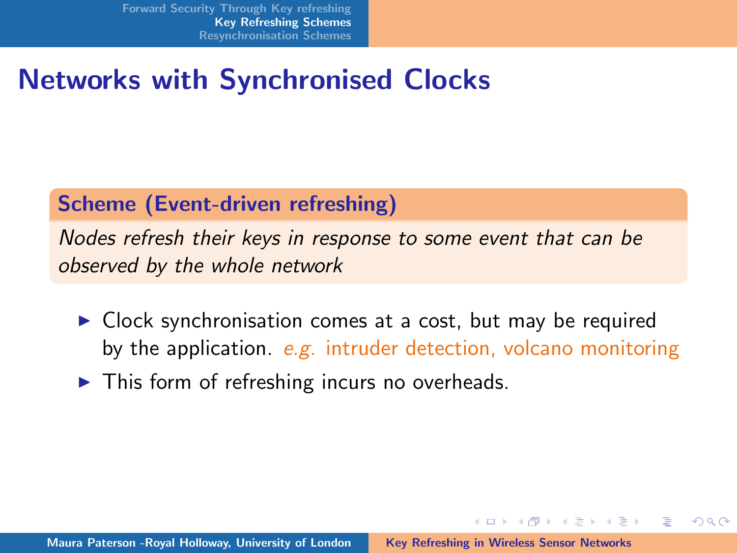# Networks with Synchronised Clocks

**Scheme (Event-driven refreshing)**

*Nodes refresh their keys in response to some event that can be observed by the whole network*

- Clock synchronisation comes at a cost, but may be required by the application. *e.g.* intruder detection, volcano monitoring
- This form of refreshing incurs no overheads.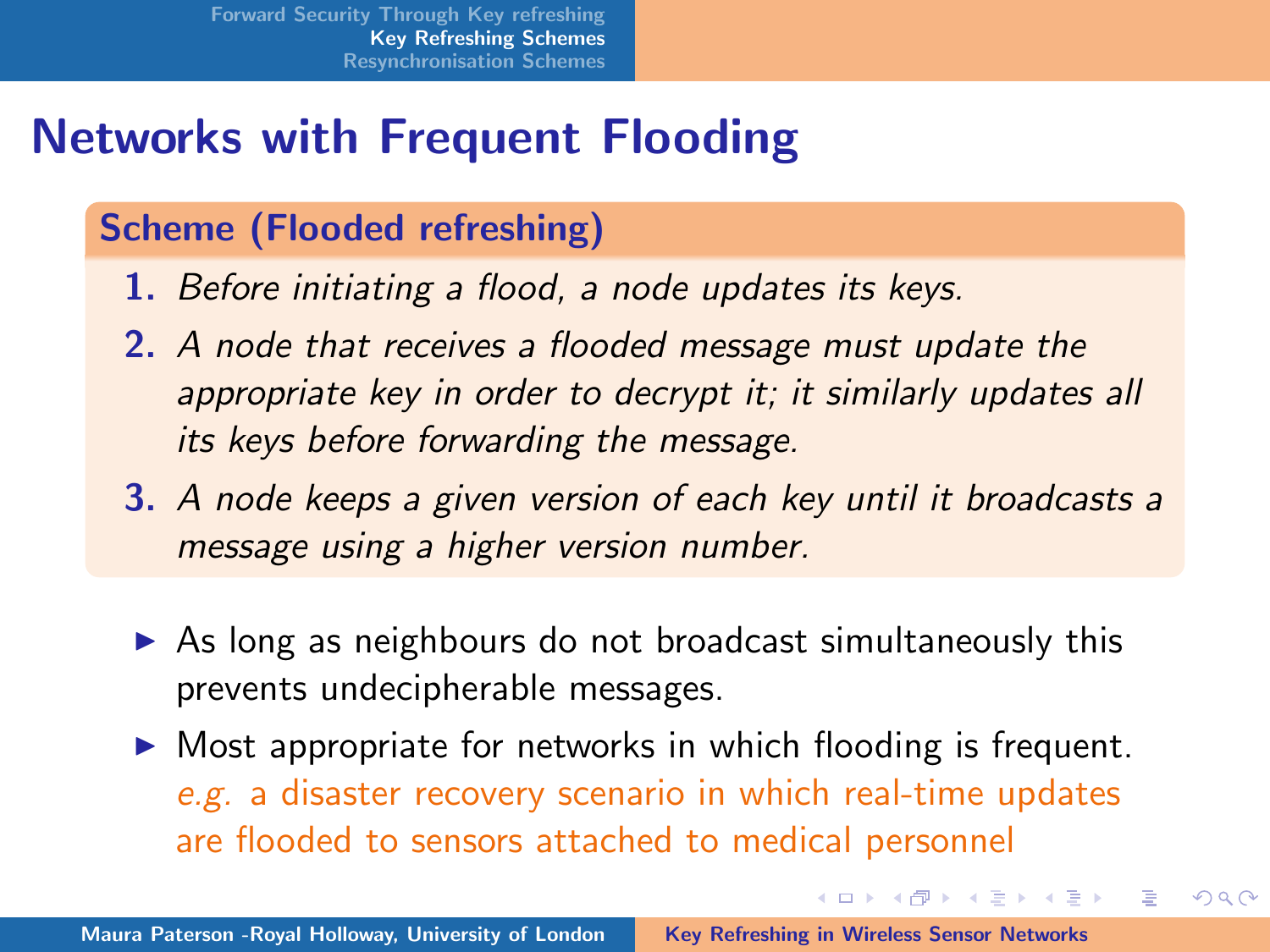# Networks with Frequent Flooding

**Scheme (Flooded refreshing)**

1. *Before initiating a flood, a node updates its keys.*
2. *A node that receives a flooded message must update the appropriate key in order to decrypt it; it similarly updates all its keys before forwarding the message.*
3. *A node keeps a given version of each key until it broadcasts a message using a higher version number.*

- As long as neighbours do not broadcast simultaneously this prevents undecipherable messages.
- Most appropriate for networks in which flooding is frequent. *e.g.* a disaster recovery scenario in which real-time updates are flooded to sensors attached to medical personnel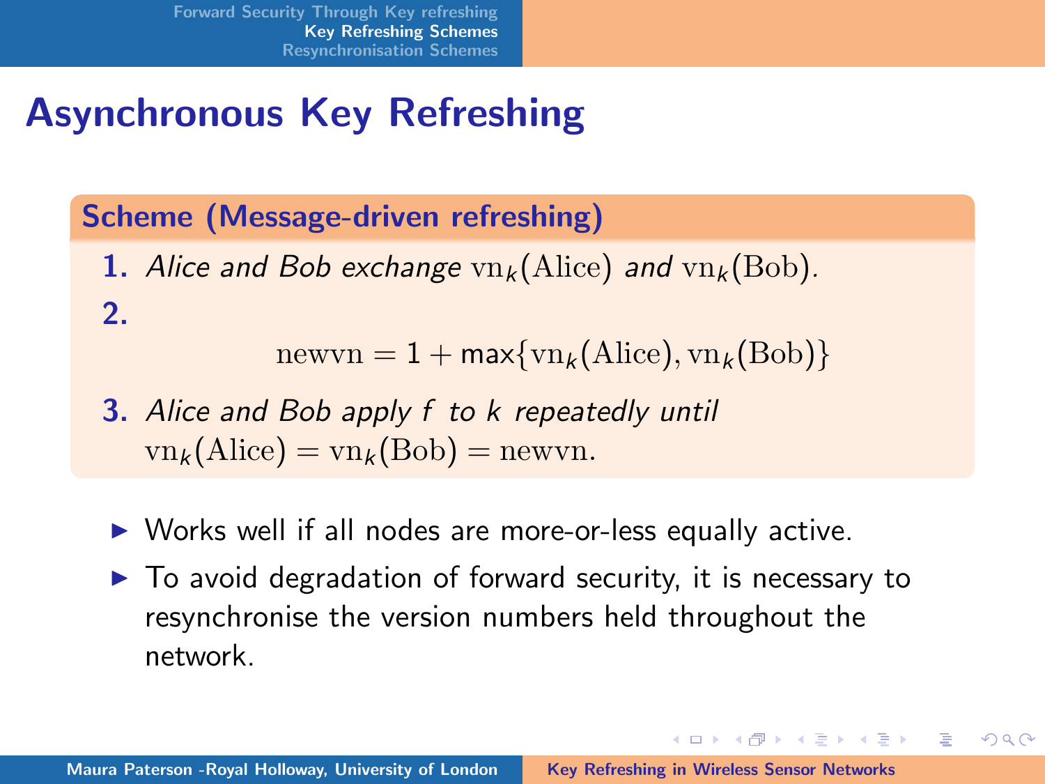# Asynchronous Key Refreshing

**Scheme (Message-driven refreshing)**

1. *Alice and Bob exchange* $\mathrm{vn}_k(\mathrm{Alice})$ *and* $\mathrm{vn}_k(\mathrm{Bob})$.
2. $$\mathrm{newvn} = 1 + \max\{\mathrm{vn}_k(\mathrm{Alice}), \mathrm{vn}_k(\mathrm{Bob})\}$$
3. *Alice and Bob apply* $f$ *to* $k$ *repeatedly until* $\mathrm{vn}_k(\mathrm{Alice}) = \mathrm{vn}_k(\mathrm{Bob}) = \mathrm{newvn}$.

- Works well if all nodes are more-or-less equally active.
- To avoid degradation of forward security, it is necessary to resynchronise the version numbers held throughout the network.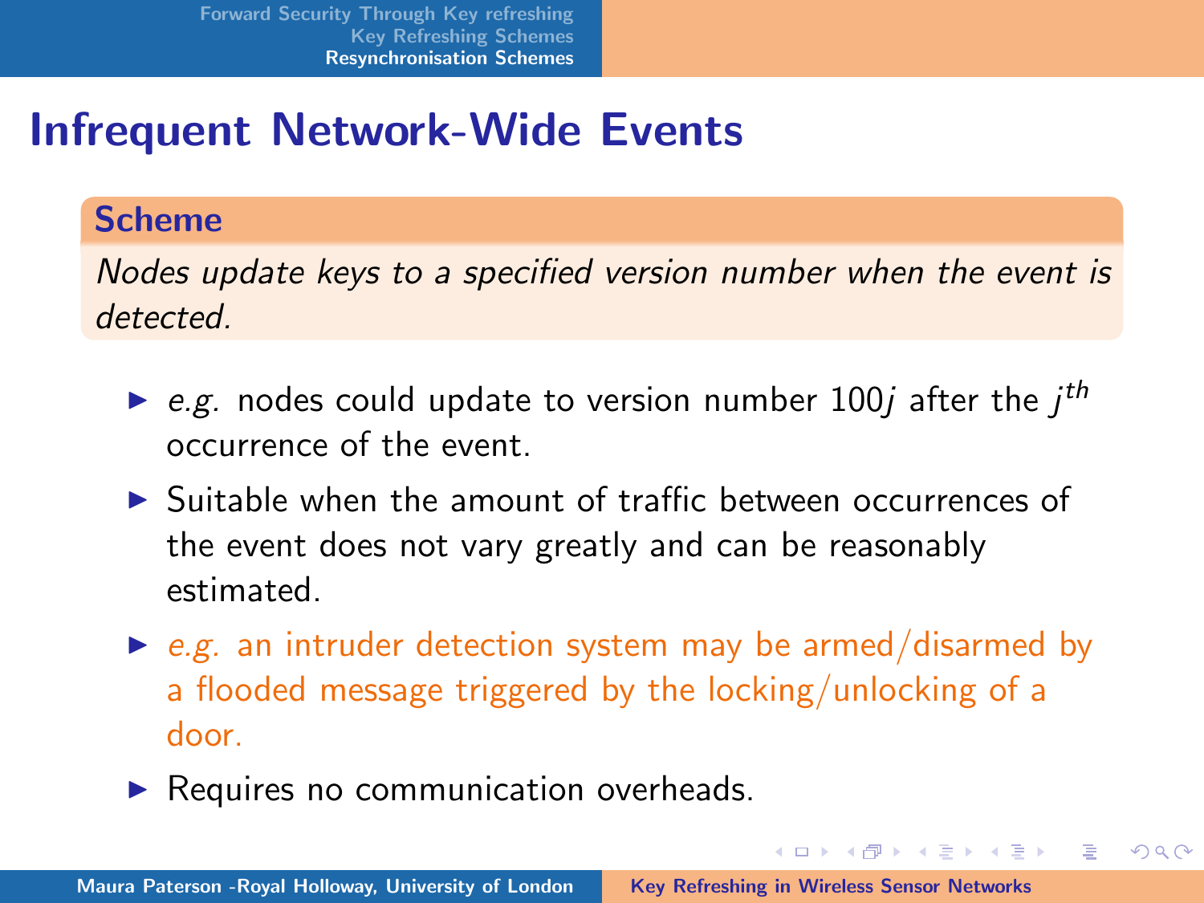# Infrequent Network-Wide Events

## Scheme

*Nodes update keys to a specified version number when the event is detected.*

- *e.g.* nodes could update to version number $100j$ after the $j^{th}$ occurrence of the event.
- Suitable when the amount of traffic between occurrences of the event does not vary greatly and can be reasonably estimated.
- *e.g.* an intruder detection system may be armed/disarmed by a flooded message triggered by the locking/unlocking of a door.
- Requires no communication overheads.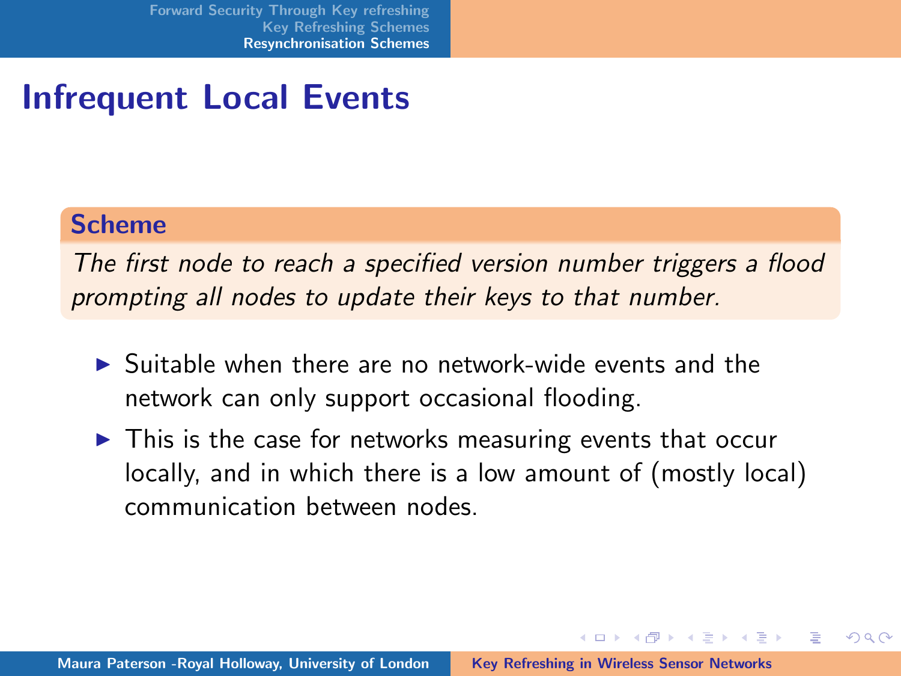# Infrequent Local Events

**Scheme**

*The first node to reach a specified version number triggers a flood prompting all nodes to update their keys to that number.*

- Suitable when there are no network-wide events and the network can only support occasional flooding.
- This is the case for networks measuring events that occur locally, and in which there is a low amount of (mostly local) communication between nodes.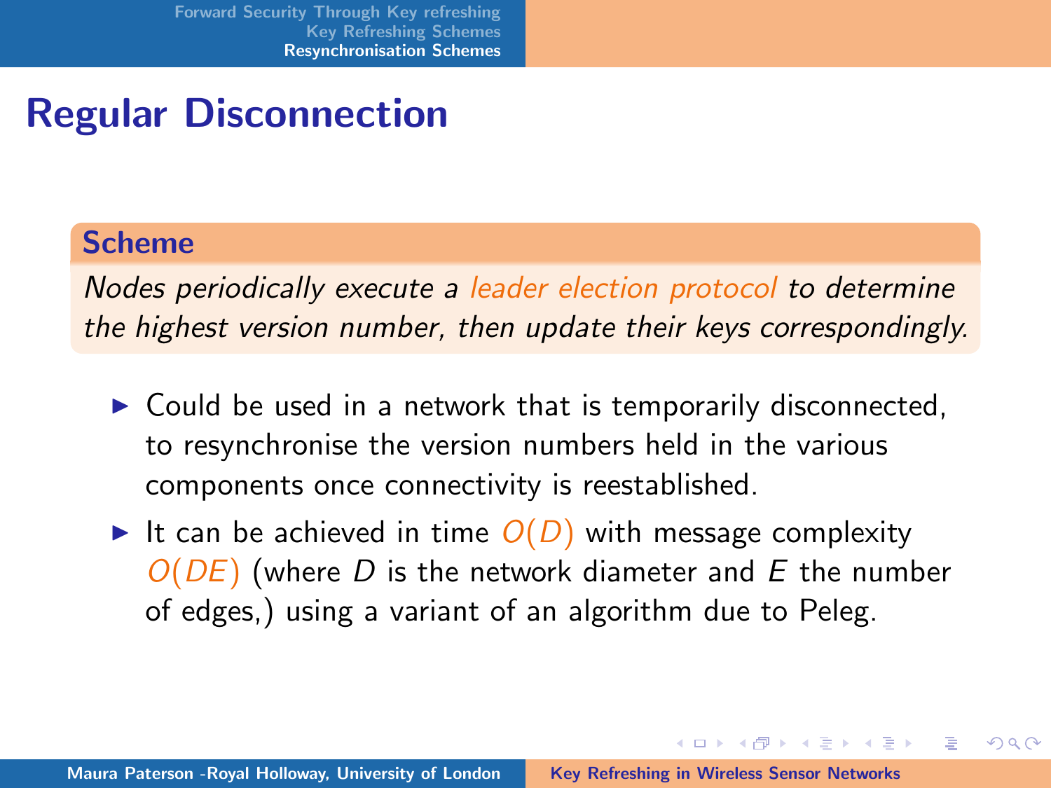# Regular Disconnection

**Scheme**

*Nodes periodically execute a leader election protocol to determine the highest version number, then update their keys correspondingly.*

- Could be used in a network that is temporarily disconnected, to resynchronise the version numbers held in the various components once connectivity is reestablished.
- It can be achieved in time $O(D)$ with message complexity $O(DE)$ (where $D$ is the network diameter and $E$ the number of edges,) using a variant of an algorithm due to Peleg.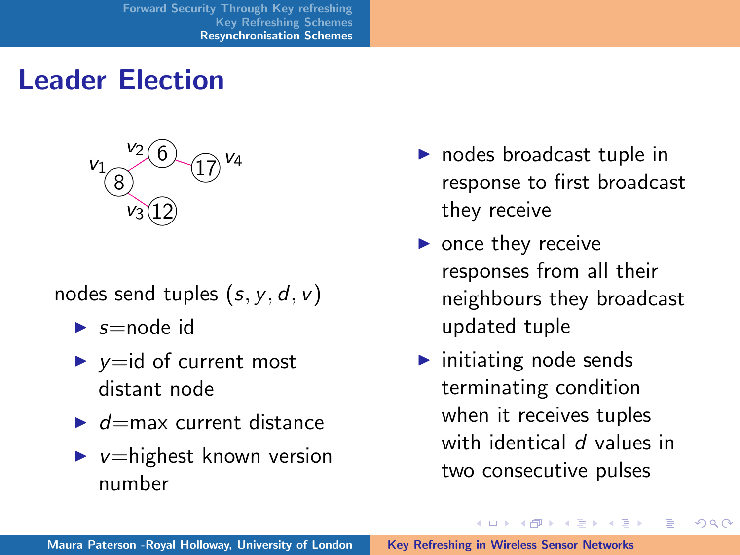## Leader Election

nodes send tuples $(s, y, d, v)$

- $s$=node id
- $y$=id of current most distant node
- $d$=max current distance
- $v$=highest known version number

- nodes broadcast tuple in response to first broadcast they receive
- once they receive responses from all their neighbours they broadcast updated tuple
- initiating node sends terminating condition when it receives tuples with identical $d$ values in two consecutive pulses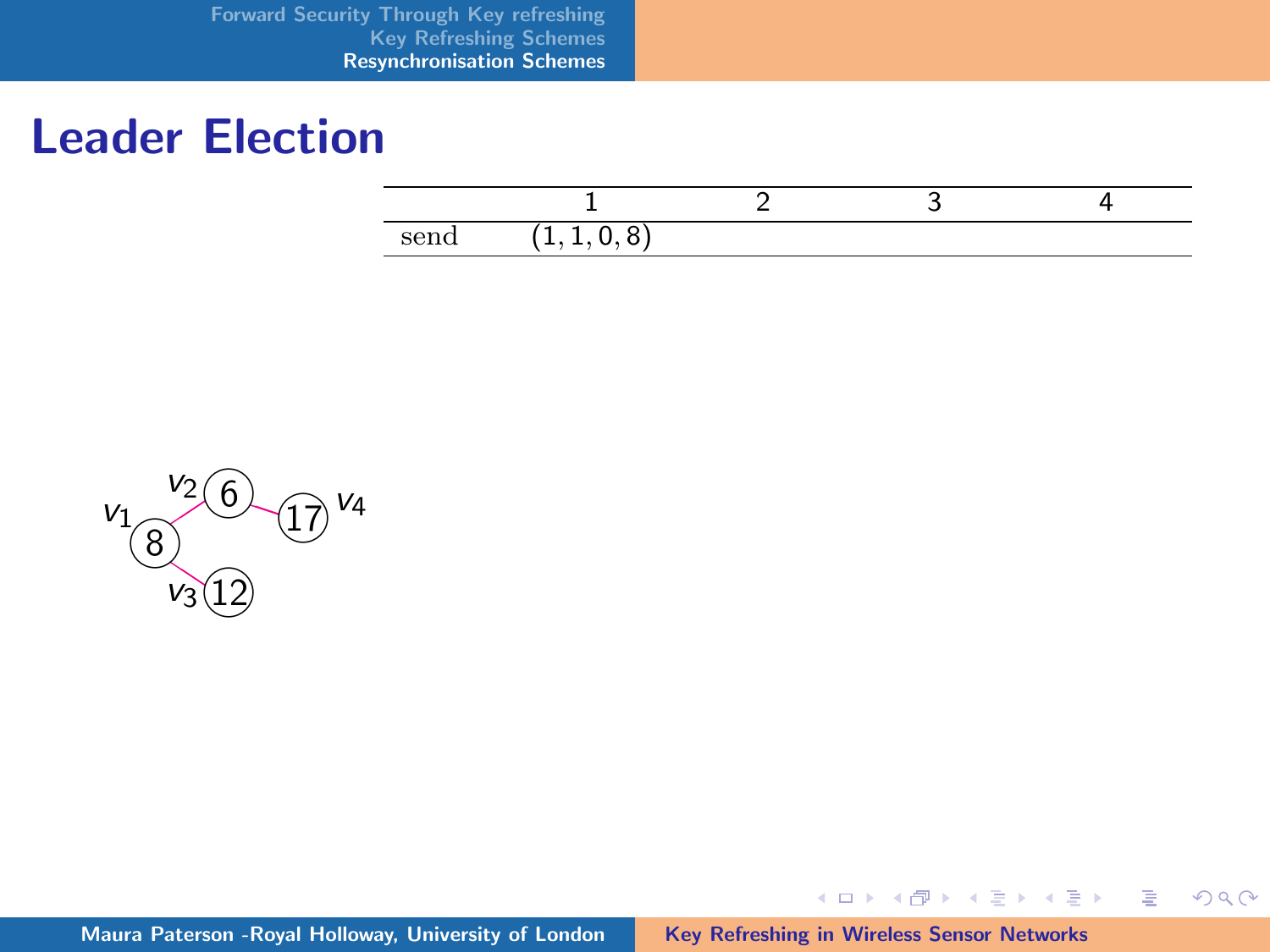# Leader Election

|  | 1 | 2 | 3 | 4 |
|---|---|---|---|---|
| send | $(1, 1, 0, 8)$ |  |  |  |

$v_1$ 8, $v_2$ 6, $v_3$ 12, $v_4$ 17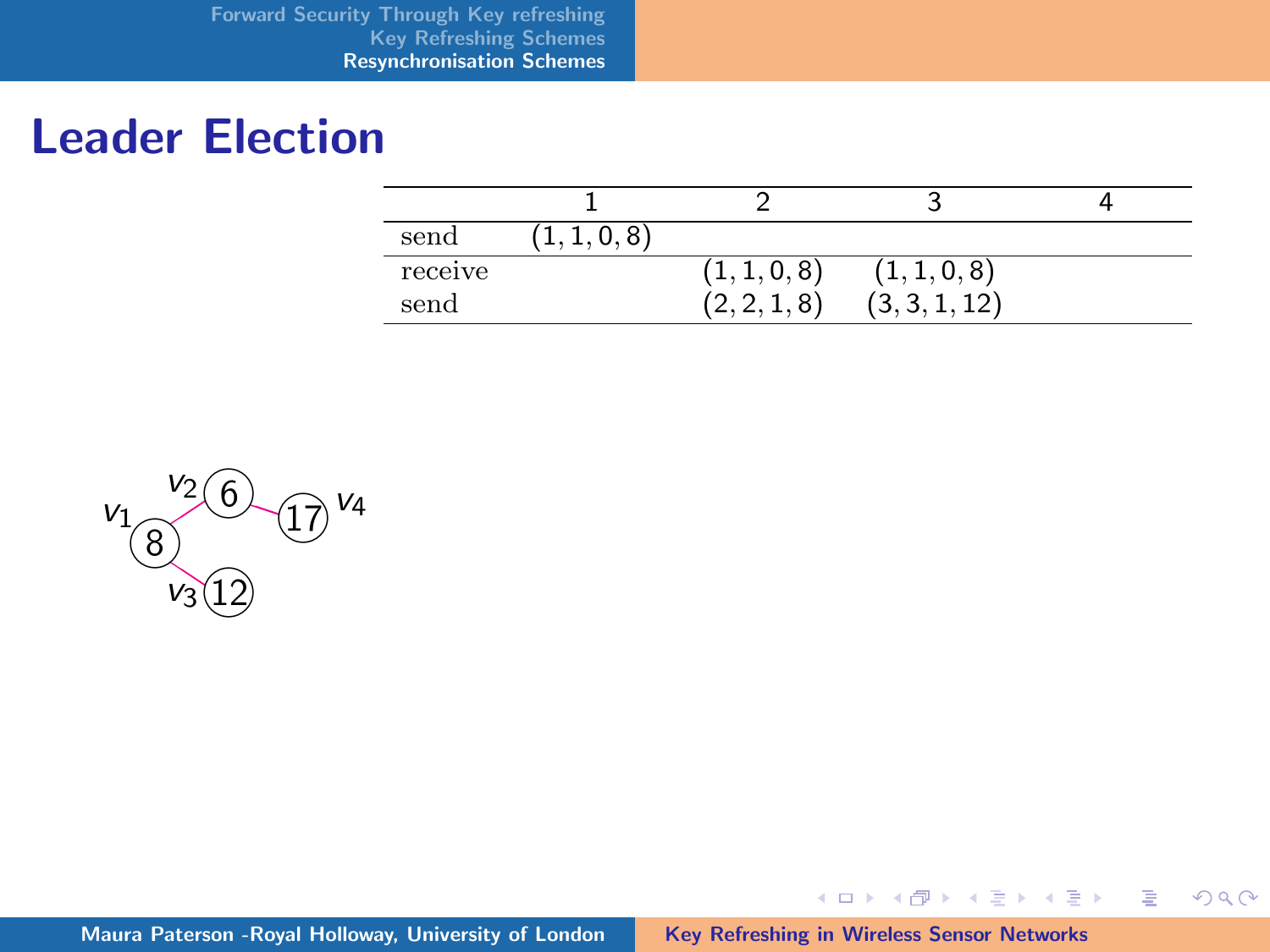# Leader Election

| | 1 | 2 | 3 | 4 |
|---|---|---|---|---|
| send | $(1, 1, 0, 8)$ | | | |
| receive | | $(1, 1, 0, 8)$ | $(1, 1, 0, 8)$ | |
| send | | $(2, 2, 1, 8)$ | $(3, 3, 1, 12)$ | |

$v_1$ 8, $v_2$ 6, $v_3$ 12, $v_4$ 17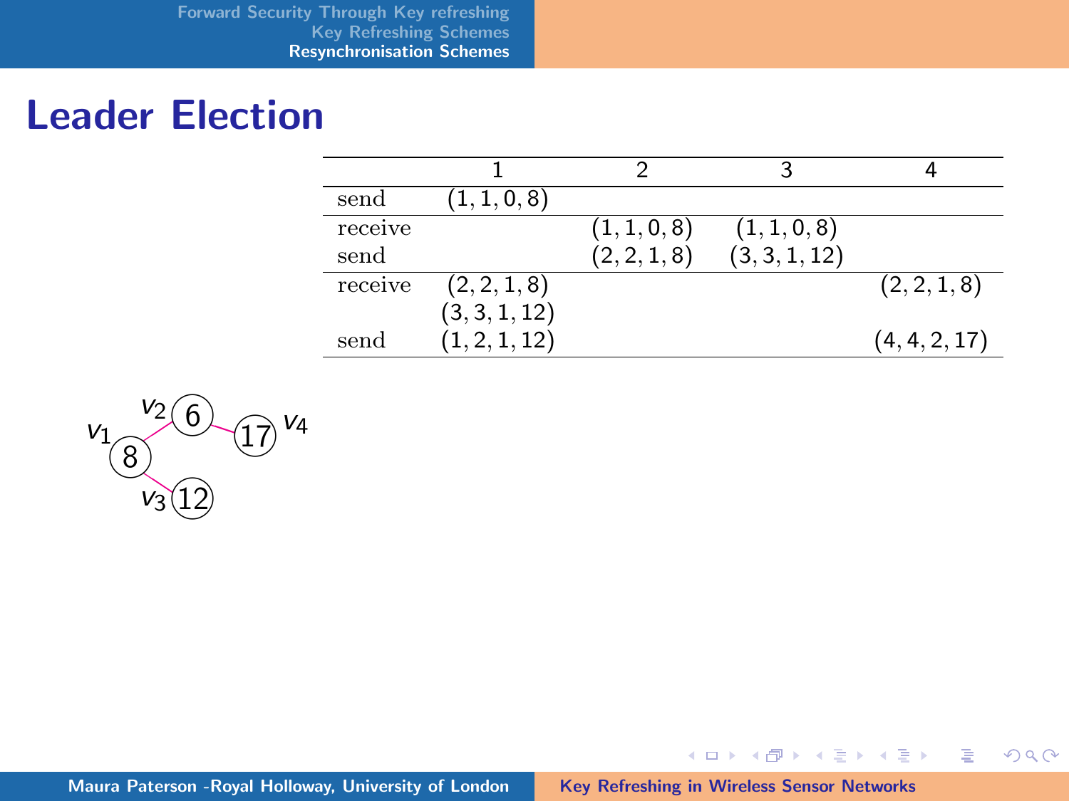# Leader Election

| | 1 | 2 | 3 | 4 |
|---|---|---|---|---|
| send | (1, 1, 0, 8) | | | |
| receive | | (1, 1, 0, 8) | (1, 1, 0, 8) | |
| send | | (2, 2, 1, 8) | (3, 3, 1, 12) | |
| receive | (2, 2, 1, 8) (3, 3, 1, 12) | | | (2, 2, 1, 8) |
| send | (1, 2, 1, 12) | | | (4, 4, 2, 17) |

$v_1$ 8, $v_2$ 6, $v_3$ 12, $v_4$ 17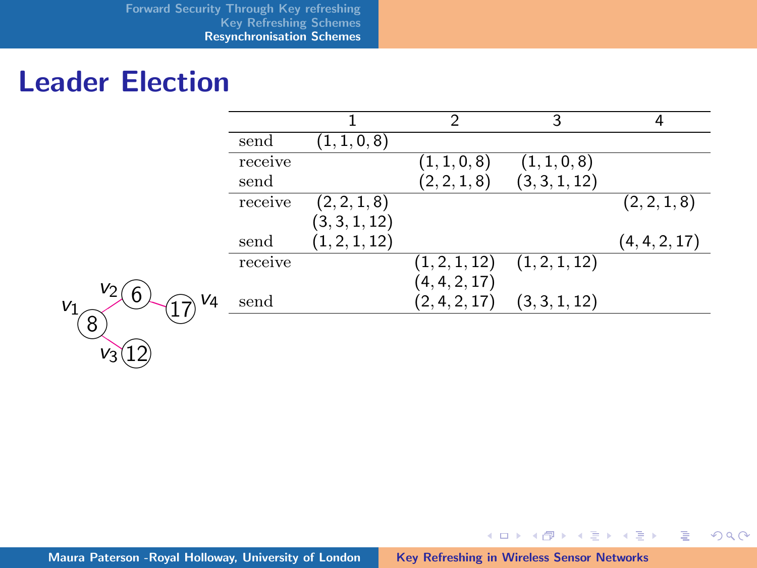# Leader Election

|  | 1 | 2 | 3 | 4 |
|---|---|---|---|---|
| send | (1, 1, 0, 8) |  |  |  |
| receive |  | (1, 1, 0, 8) | (1, 1, 0, 8) |  |
| send |  | (2, 2, 1, 8) | (3, 3, 1, 12) |  |
| receive | (2, 2, 1, 8)<br>(3, 3, 1, 12) |  |  | (2, 2, 1, 8) |
| send | (1, 2, 1, 12) |  |  | (4, 4, 2, 17) |
| receive |  | (1, 2, 1, 12)<br>(4, 4, 2, 17) | (1, 2, 1, 12) |  |
| send |  | (2, 4, 2, 17) | (3, 3, 1, 12) |  |

$v_1$ (8), $v_2$ (6), $v_3$ (12), $v_4$ (17)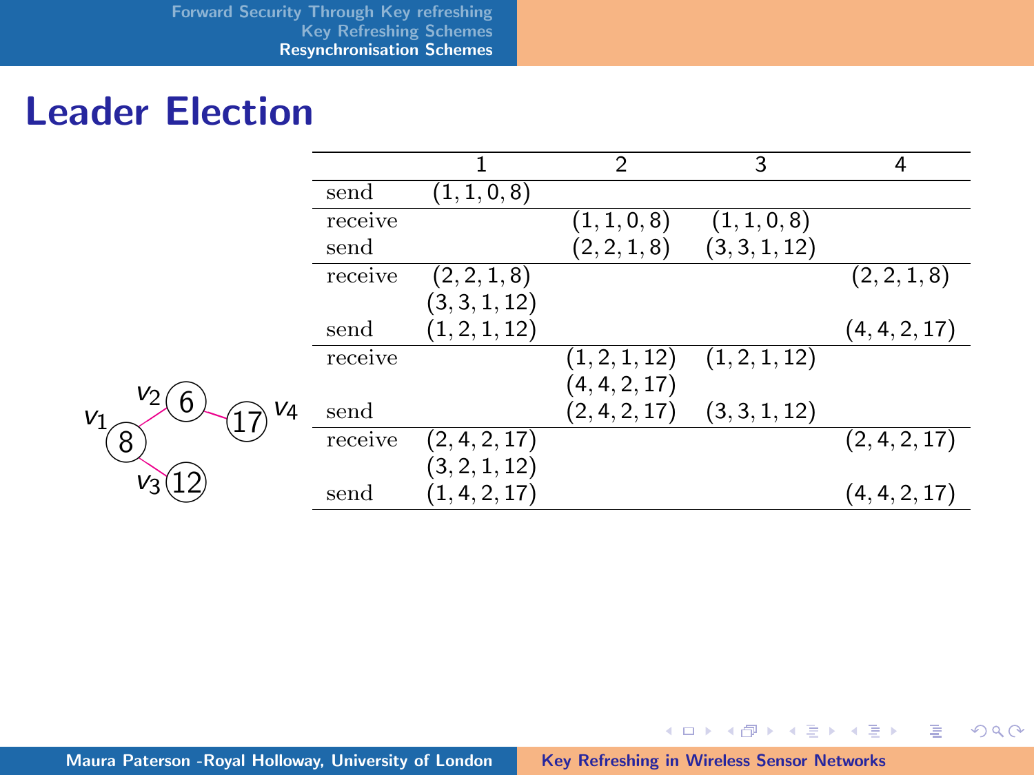## Leader Election

| | 1 | 2 | 3 | 4 |
|---|---|---|---|---|
| send | $(1, 1, 0, 8)$ | | | |
| receive | | $(1, 1, 0, 8)$ | $(1, 1, 0, 8)$ | |
| send | | $(2, 2, 1, 8)$ | $(3, 3, 1, 12)$ | |
| receive | $(2, 2, 1, 8)$ $(3, 3, 1, 12)$ | | | $(2, 2, 1, 8)$ |
| send | $(1, 2, 1, 12)$ | | | $(4, 4, 2, 17)$ |
| receive | | $(1, 2, 1, 12)$ $(4, 4, 2, 17)$ | $(1, 2, 1, 12)$ | |
| send | | $(2, 4, 2, 17)$ | $(3, 3, 1, 12)$ | |
| receive | $(2, 4, 2, 17)$ $(3, 2, 1, 12)$ | | | $(2, 4, 2, 17)$ |
| send | $(1, 4, 2, 17)$ | | | $(4, 4, 2, 17)$ |

$v_1$: 8, $v_2$: 6, $v_3$: 12, $v_4$: 17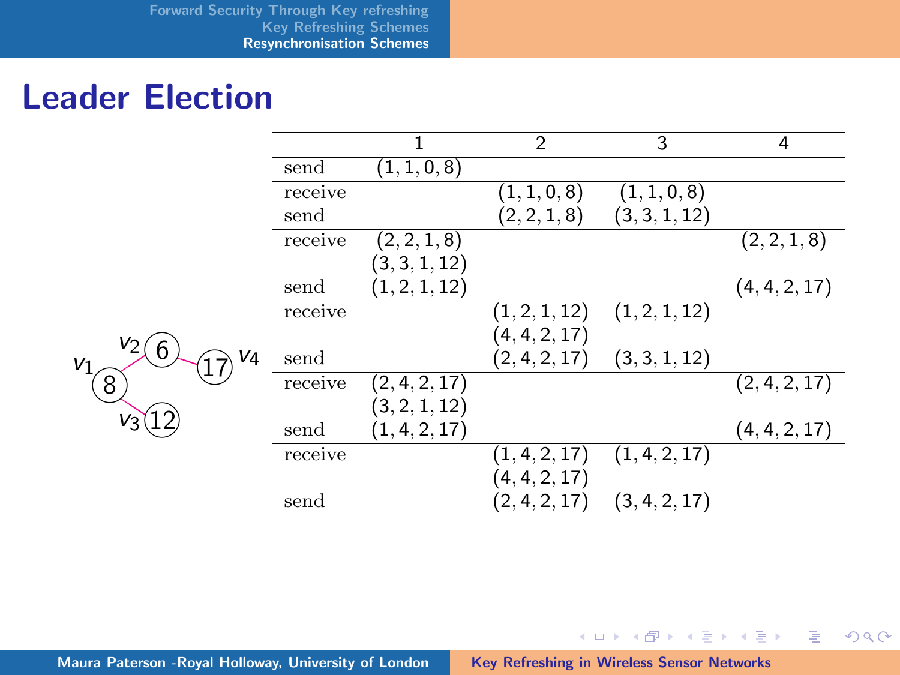# Leader Election

$v_1$ (8), $v_2$ (6), $v_3$ (12), $v_4$ (17)

| | 1 | 2 | 3 | 4 |
|---|---|---|---|---|
| send | $(1, 1, 0, 8)$ | | | |
| receive | | $(1, 1, 0, 8)$ | $(1, 1, 0, 8)$ | |
| send | | $(2, 2, 1, 8)$ | $(3, 3, 1, 12)$ | |
| receive | $(2, 2, 1, 8)$ $(3, 3, 1, 12)$ | | | $(2, 2, 1, 8)$ |
| send | $(1, 2, 1, 12)$ | | | $(4, 4, 2, 17)$ |
| receive | | $(1, 2, 1, 12)$ $(4, 4, 2, 17)$ | $(1, 2, 1, 12)$ | |
| send | | $(2, 4, 2, 17)$ | $(3, 3, 1, 12)$ | |
| receive | $(2, 4, 2, 17)$ $(3, 2, 1, 12)$ | | | $(2, 4, 2, 17)$ |
| send | $(1, 4, 2, 17)$ | | | $(4, 4, 2, 17)$ |
| receive | | $(1, 4, 2, 17)$ $(4, 4, 2, 17)$ | $(1, 4, 2, 17)$ | |
| send | | $(2, 4, 2, 17)$ | $(3, 4, 2, 17)$ | |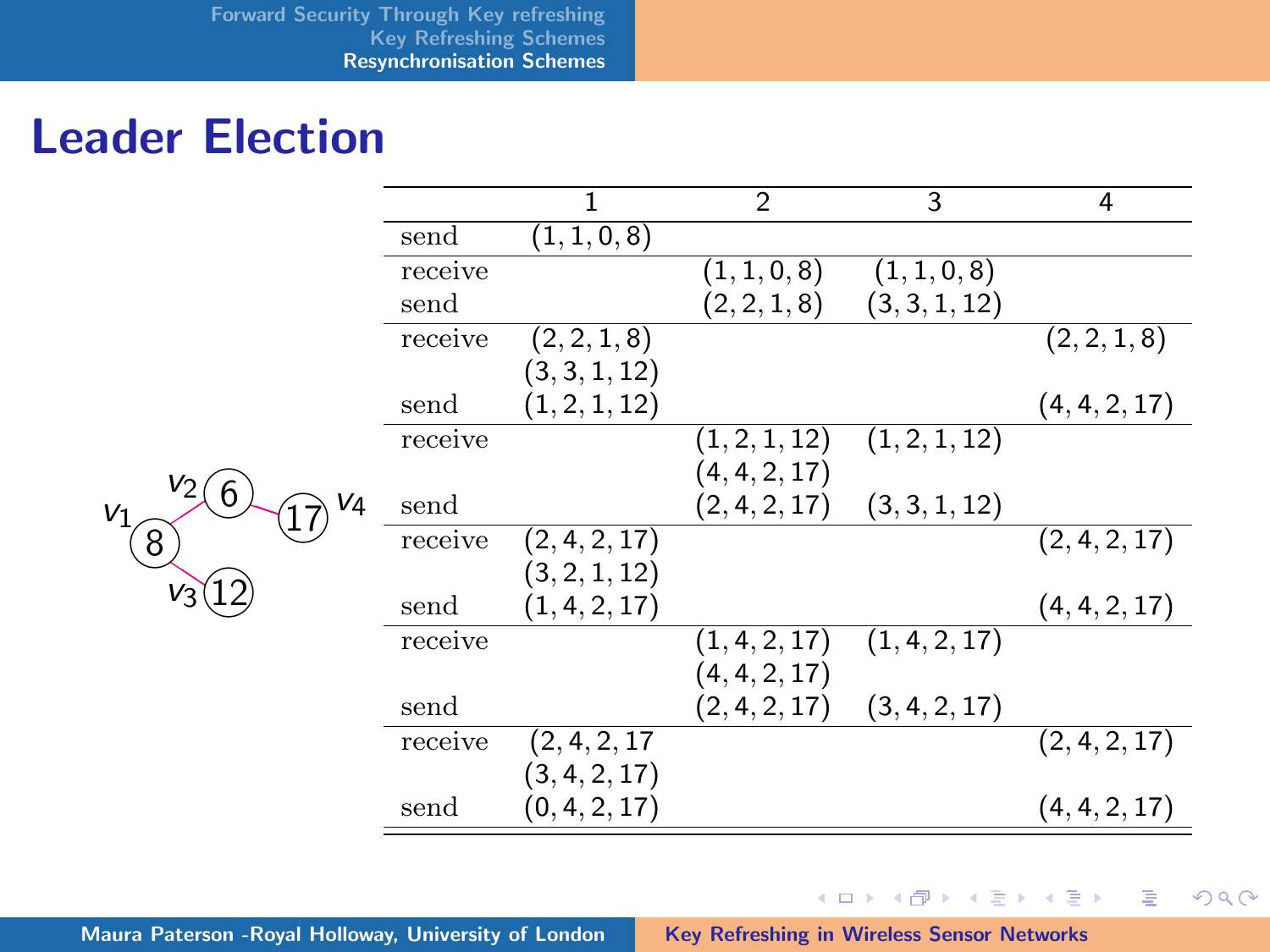# Leader Election

|  | 1 | 2 | 3 | 4 |
|---|---|---|---|---|
| send | (1, 1, 0, 8) |  |  |  |
| receive |  | (1, 1, 0, 8) | (1, 1, 0, 8) |  |
| send |  | (2, 2, 1, 8) | (3, 3, 1, 12) |  |
| receive | (2, 2, 1, 8)<br>(3, 3, 1, 12) |  |  | (2, 2, 1, 8) |
| send | (1, 2, 1, 12) |  |  | (4, 4, 2, 17) |
| receive |  | (1, 2, 1, 12)<br>(4, 4, 2, 17) | (1, 2, 1, 12) |  |
| send |  | (2, 4, 2, 17) | (3, 3, 1, 12) |  |
| receive | (2, 4, 2, 17)<br>(3, 2, 1, 12) |  |  | (2, 4, 2, 17) |
| send | (1, 4, 2, 17) |  |  | (4, 4, 2, 17) |
| receive |  | (1, 4, 2, 17)<br>(4, 4, 2, 17) | (1, 4, 2, 17) |  |
| send |  | (2, 4, 2, 17) | (3, 4, 2, 17) |  |
| receive | (2, 4, 2, 17<br>(3, 4, 2, 17) |  |  | (2, 4, 2, 17) |
| send | (0, 4, 2, 17) |  |  | (4, 4, 2, 17) |

$v_1$ 8, $v_2$ 6, $v_3$ 12, $v_4$ 17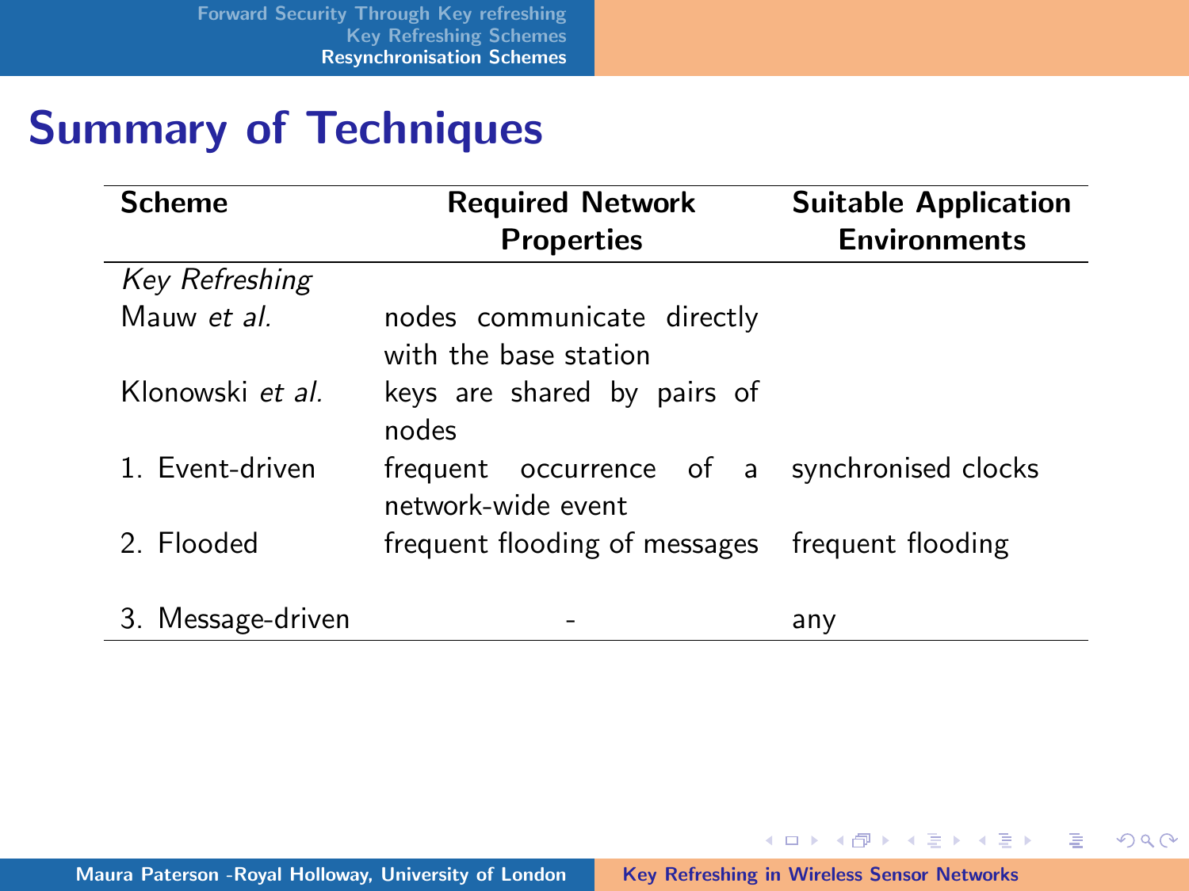# Summary of Techniques

| Scheme | Required Network Properties | Suitable Application Environments |
|---|---|---|
| *Key Refreshing* | | |
| Mauw *et al.* | nodes communicate directly with the base station | |
| Klonowski *et al.* | keys are shared by pairs of nodes | |
| 1. Event-driven | frequent occurrence of a network-wide event | synchronised clocks |
| 2. Flooded | frequent flooding of messages | frequent flooding |
| 3. Message-driven | - | any |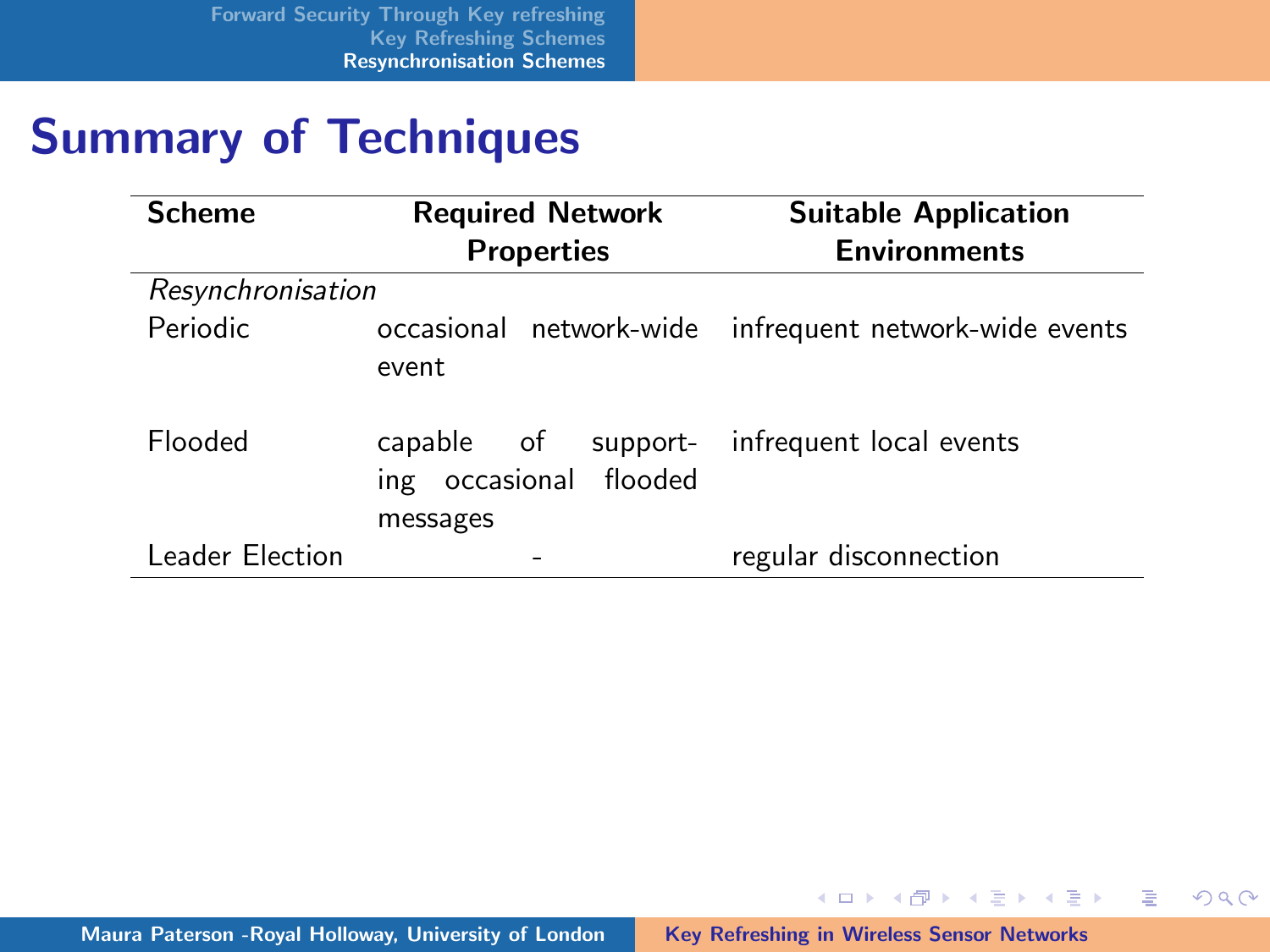# Summary of Techniques

| Scheme | Required Network Properties | Suitable Application Environments |
|---|---|---|
| *Resynchronisation* | | |
| Periodic | occasional network-wide event | infrequent network-wide events |
| Flooded | capable of supporting occasional flooded messages | infrequent local events |
| Leader Election | - | regular disconnection |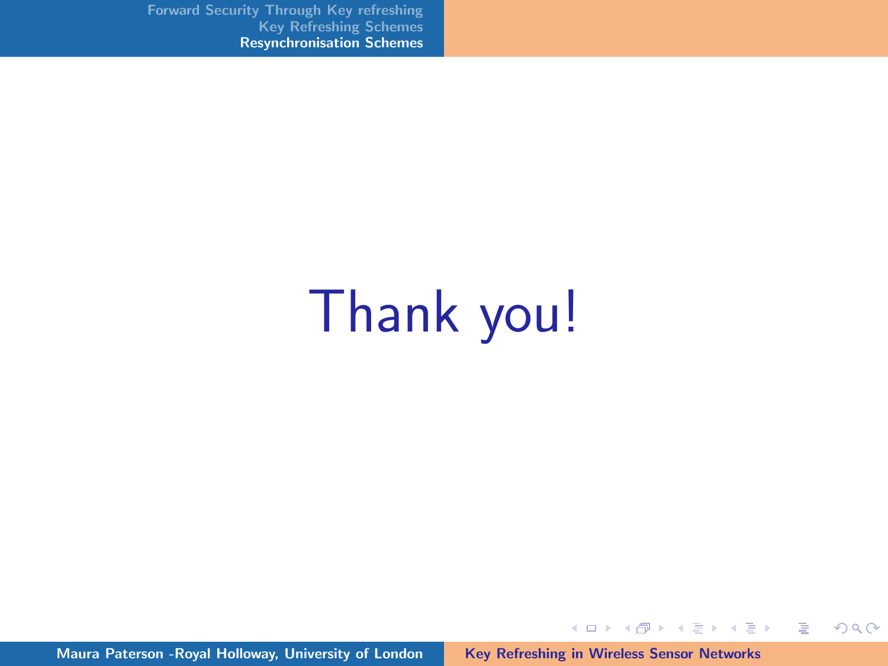Thank you!